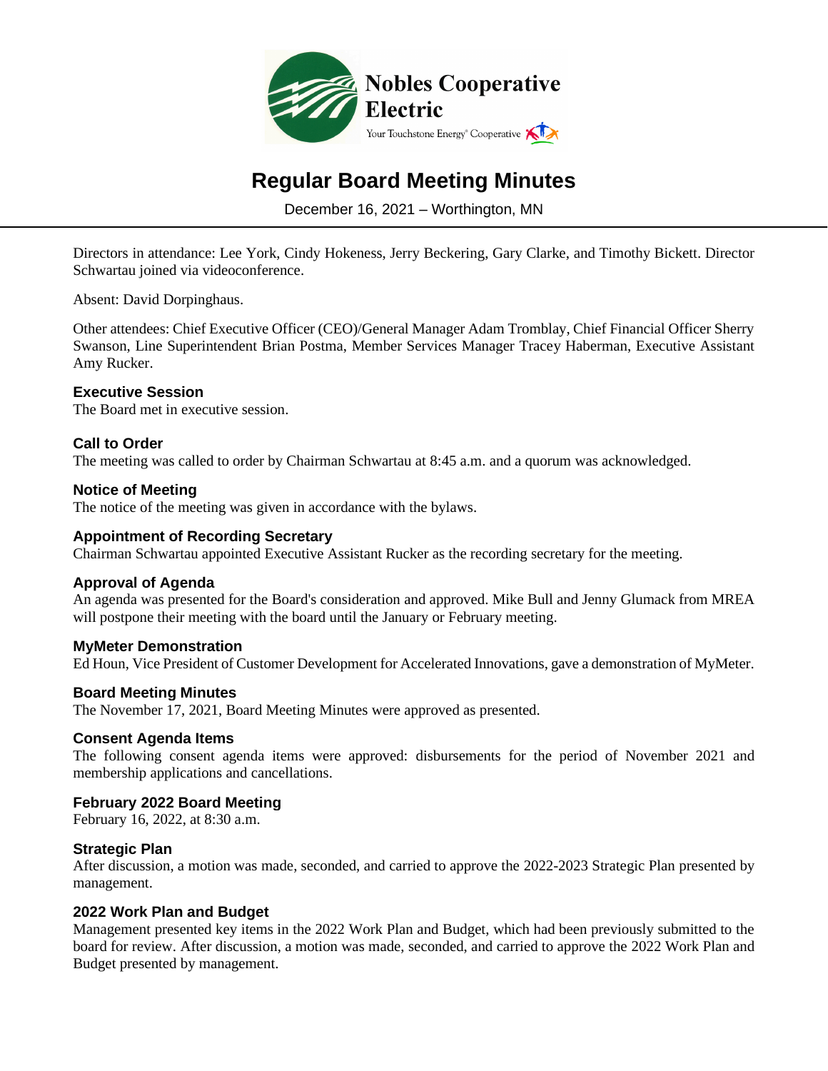Nobles Cooperative Electric

Your Touchstone Energy® Cooperative

# Regular Board Meeting Minutes

December 16, 2021 – Worthington, MN

Directors in attendance: Lee York, Cindy Hokeness, Jerry Beckering, Gary Clarke, and Timothy Bickett. Director Schwartau joined via videoconference.

Absent: David Dorpinghaus.

Other attendees: Chief Executive Officer (CEO)/General Manager Adam Tromblay, Chief Financial Officer Sherry Swanson, Line Superintendent Brian Postma, Member Services Manager Tracey Haberman, Executive Assistant Amy Rucker.

## Executive Session

The Board met in executive session.

## Call to Order

The meeting was called to order by Chairman Schwartau at 8:45 a.m. and a quorum was acknowledged.

## Notice of Meeting

The notice of the meeting was given in accordance with the bylaws.

## Appointment of Recording Secretary

Chairman Schwartau appointed Executive Assistant Rucker as the recording secretary for the meeting.

## Approval of Agenda

An agenda was presented for the Board's consideration and approved. Mike Bull and Jenny Glumack from MREA will postpone their meeting with the board until the January or February meeting.

## MyMeter Demonstration

Ed Houn, Vice President of Customer Development for Accelerated Innovations, gave a demonstration of MyMeter.

## Board Meeting Minutes

The November 17, 2021, Board Meeting Minutes were approved as presented.

## Consent Agenda Items

The following consent agenda items were approved: disbursements for the period of November 2021 and membership applications and cancellations.

## February 2022 Board Meeting

February 16, 2022, at 8:30 a.m.

## Strategic Plan

After discussion, a motion was made, seconded, and carried to approve the 2022-2023 Strategic Plan presented by management.

## 2022 Work Plan and Budget

Management presented key items in the 2022 Work Plan and Budget, which had been previously submitted to the board for review. After discussion, a motion was made, seconded, and carried to approve the 2022 Work Plan and Budget presented by management.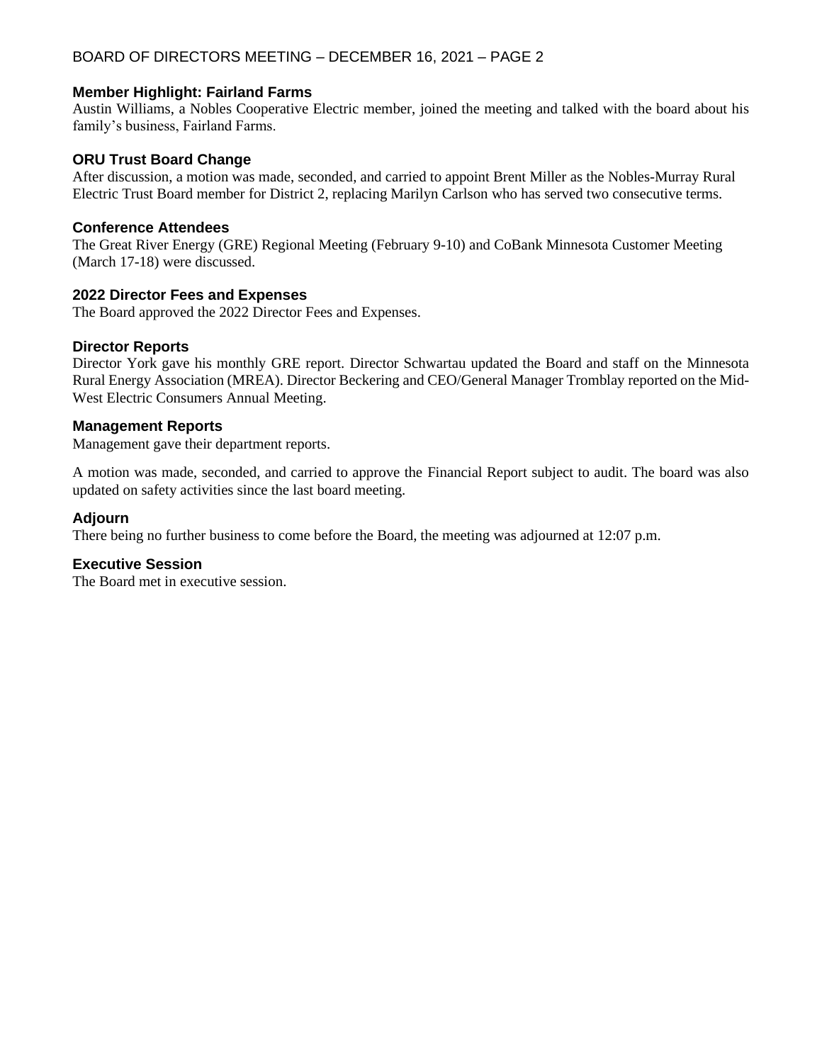## Member Highlight: Fairland Farms

Austin Williams, a Nobles Cooperative Electric member, joined the meeting and talked with the board about his family's business, Fairland Farms.

## ORU Trust Board Change

After discussion, a motion was made, seconded, and carried to appoint Brent Miller as the Nobles-Murray Rural Electric Trust Board member for District 2, replacing Marilyn Carlson who has served two consecutive terms.

## Conference Attendees

The Great River Energy (GRE) Regional Meeting (February 9-10) and CoBank Minnesota Customer Meeting (March 17-18) were discussed.

## 2022 Director Fees and Expenses

The Board approved the 2022 Director Fees and Expenses.

## Director Reports

Director York gave his monthly GRE report. Director Schwartau updated the Board and staff on the Minnesota Rural Energy Association (MREA). Director Beckering and CEO/General Manager Tromblay reported on the Mid-West Electric Consumers Annual Meeting.

## Management Reports

Management gave their department reports.

A motion was made, seconded, and carried to approve the Financial Report subject to audit. The board was also updated on safety activities since the last board meeting.

## Adjourn

There being no further business to come before the Board, the meeting was adjourned at 12:07 p.m.

## Executive Session

The Board met in executive session.